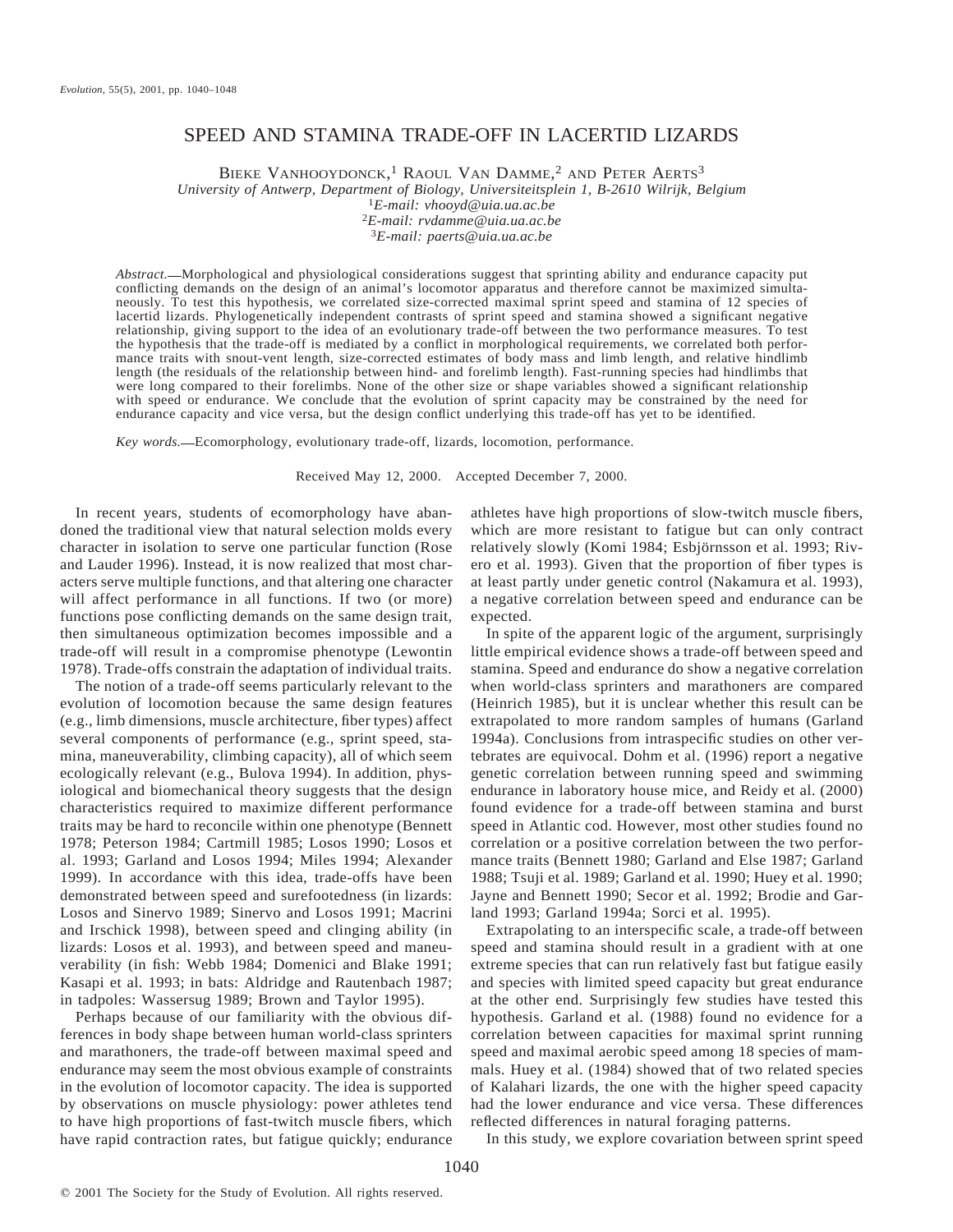# SPEED AND STAMINA TRADE-OFF IN LACERTID LIZARDS

BIEKE VANHOOYDONCK,[1] RAOUL VAN DAMME,[2] AND PETER AERTS[3]

*University of Antwerp, Department of Biology, Universiteitsplein 1, B-2610 Wilrijk, Belgium*

[1]*E-mail: vhooyd@uia.ua.ac.be*

[2]*E-mail: rvdamme@uia.ua.ac.be*

[3]*E-mail: paerts@uia.ua.ac.be*

*Abstract.*—Morphological and physiological considerations suggest that sprinting ability and endurance capacity put conflicting demands on the design of an animal's locomotor apparatus and therefore cannot be maximized simultaneously. To test this hypothesis, we correlated size-corrected maximal sprint speed and stamina of 12 species of lacertid lizards. Phylogenetically independent contrasts of sprint speed and stamina showed a significant negative relationship, giving support to the idea of an evolutionary trade-off between the two performance measures. To test the hypothesis that the trade-off is mediated by a conflict in morphological requirements, we correlated both performance traits with snout-vent length, size-corrected estimates of body mass and limb length, and relative hindlimb length (the residuals of the relationship between hind- and forelimb length). Fast-running species had hindlimbs that were long compared to their forelimbs. None of the other size or shape variables showed a significant relationship with speed or endurance. We conclude that the evolution of sprint capacity may be constrained by the need for endurance capacity and vice versa, but the design conflict underlying this trade-off has yet to be identified.

*Key words.*—Ecomorphology, evolutionary trade-off, lizards, locomotion, performance.

Received May 12, 2000. Accepted December 7, 2000.

In recent years, students of ecomorphology have abandoned the traditional view that natural selection molds every character in isolation to serve one particular function (Rose and Lauder 1996). Instead, it is now realized that most characters serve multiple functions, and that altering one character will affect performance in all functions. If two (or more) functions pose conflicting demands on the same design trait, then simultaneous optimization becomes impossible and a trade-off will result in a compromise phenotype (Lewontin 1978). Trade-offs constrain the adaptation of individual traits.

The notion of a trade-off seems particularly relevant to the evolution of locomotion because the same design features (e.g., limb dimensions, muscle architecture, fiber types) affect several components of performance (e.g., sprint speed, stamina, maneuverability, climbing capacity), all of which seem ecologically relevant (e.g., Bulova 1994). In addition, physiological and biomechanical theory suggests that the design characteristics required to maximize different performance traits may be hard to reconcile within one phenotype (Bennett 1978; Peterson 1984; Cartmill 1985; Losos 1990; Losos et al. 1993; Garland and Losos 1994; Miles 1994; Alexander 1999). In accordance with this idea, trade-offs have been demonstrated between speed and surefootedness (in lizards: Losos and Sinervo 1989; Sinervo and Losos 1991; Macrini and Irschick 1998), between speed and clinging ability (in lizards: Losos et al. 1993), and between speed and maneuverability (in fish: Webb 1984; Domenici and Blake 1991; Kasapi et al. 1993; in bats: Aldridge and Rautenbach 1987; in tadpoles: Wassersug 1989; Brown and Taylor 1995).

Perhaps because of our familiarity with the obvious differences in body shape between human world-class sprinters and marathoners, the trade-off between maximal speed and endurance may seem the most obvious example of constraints in the evolution of locomotor capacity. The idea is supported by observations on muscle physiology: power athletes tend to have high proportions of fast-twitch muscle fibers, which have rapid contraction rates, but fatigue quickly; endurance athletes have high proportions of slow-twitch muscle fibers, which are more resistant to fatigue but can only contract relatively slowly (Komi 1984; Esbjörnsson et al. 1993; Rivero et al. 1993). Given that the proportion of fiber types is at least partly under genetic control (Nakamura et al. 1993), a negative correlation between speed and endurance can be expected.

In spite of the apparent logic of the argument, surprisingly little empirical evidence shows a trade-off between speed and stamina. Speed and endurance do show a negative correlation when world-class sprinters and marathoners are compared (Heinrich 1985), but it is unclear whether this result can be extrapolated to more random samples of humans (Garland 1994a). Conclusions from intraspecific studies on other vertebrates are equivocal. Dohm et al. (1996) report a negative genetic correlation between running speed and swimming endurance in laboratory house mice, and Reidy et al. (2000) found evidence for a trade-off between stamina and burst speed in Atlantic cod. However, most other studies found no correlation or a positive correlation between the two performance traits (Bennett 1980; Garland and Else 1987; Garland 1988; Tsuji et al. 1989; Garland et al. 1990; Huey et al. 1990; Jayne and Bennett 1990; Secor et al. 1992; Brodie and Garland 1993; Garland 1994a; Sorci et al. 1995).

Extrapolating to an interspecific scale, a trade-off between speed and stamina should result in a gradient with at one extreme species that can run relatively fast but fatigue easily and species with limited speed capacity but great endurance at the other end. Surprisingly few studies have tested this hypothesis. Garland et al. (1988) found no evidence for a correlation between capacities for maximal sprint running speed and maximal aerobic speed among 18 species of mammals. Huey et al. (1984) showed that of two related species of Kalahari lizards, the one with the higher speed capacity had the lower endurance and vice versa. These differences reflected differences in natural foraging patterns.

In this study, we explore covariation between sprint speed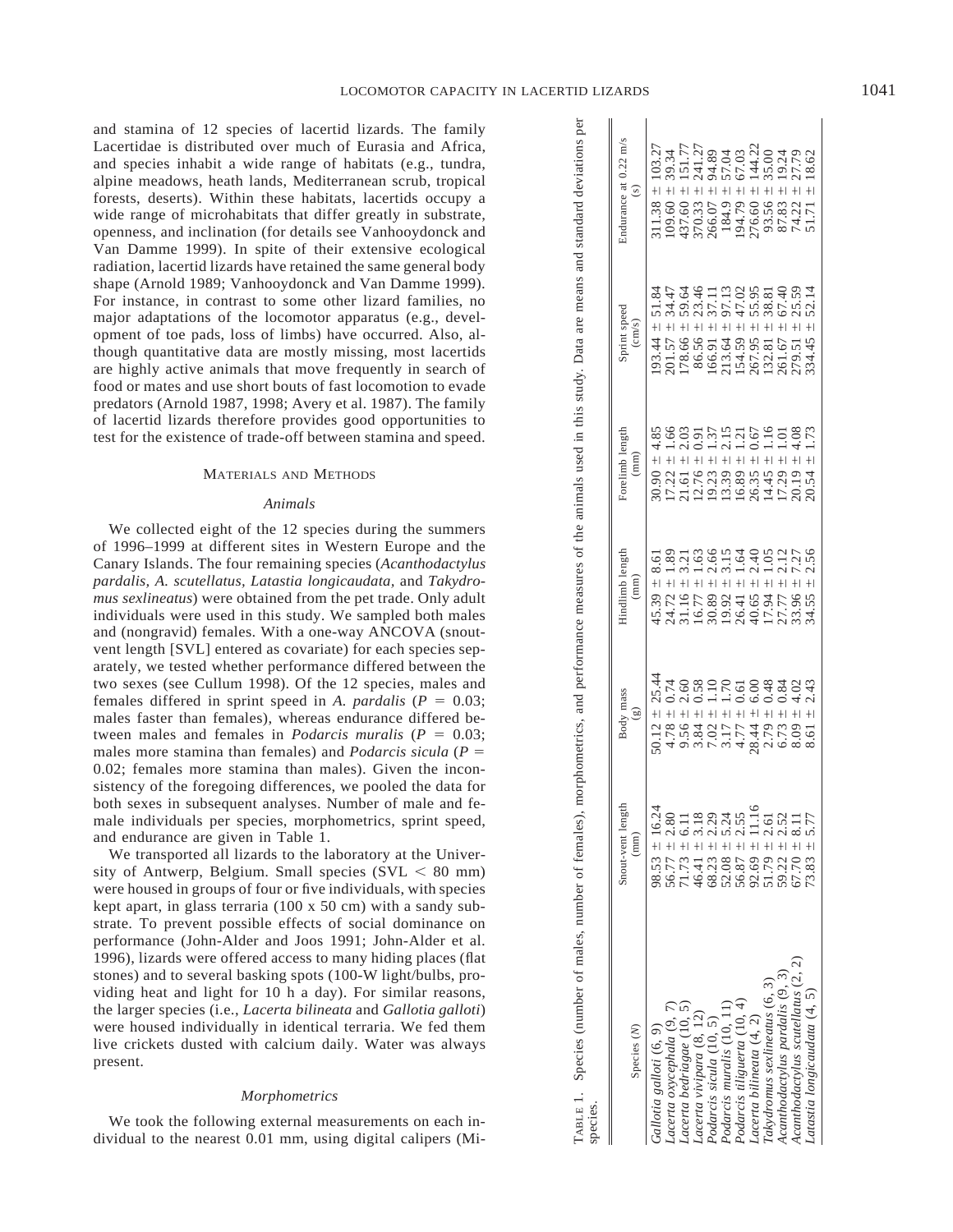and stamina of 12 species of lacertid lizards. The family Lacertidae is distributed over much of Eurasia and Africa, and species inhabit a wide range of habitats (e.g., tundra, alpine meadows, heath lands, Mediterranean scrub, tropical forests, deserts). Within these habitats, lacertids occupy a wide range of microhabitats that differ greatly in substrate, openness, and inclination (for details see Vanhooydonck and Van Damme 1999). In spite of their extensive ecological radiation, lacertid lizards have retained the same general body shape (Arnold 1989; Vanhooydonck and Van Damme 1999). For instance, in contrast to some other lizard families, no major adaptations of the locomotor apparatus (e.g., development of toe pads, loss of limbs) have occurred. Also, although quantitative data are mostly missing, most lacertids are highly active animals that move frequently in search of food or mates and use short bouts of fast locomotion to evade predators (Arnold 1987, 1998; Avery et al. 1987). The family of lacertid lizards therefore provides good opportunities to test for the existence of trade-off between stamina and speed.

## MATERIALS AND METHODS

### *Animals*

We collected eight of the 12 species during the summers of 1996–1999 at different sites in Western Europe and the Canary Islands. The four remaining species (*Acanthodactylus pardalis*, *A. scutellatus*, *Latastia longicaudata*, and *Takydromus sexlineatus*) were obtained from the pet trade. Only adult individuals were used in this study. We sampled both males and (nongravid) females. With a one-way ANCOVA (snout-vent length [SVL] entered as covariate) for each species separately, we tested whether performance differed between the two sexes (see Cullum 1998). Of the 12 species, males and females differed in sprint speed in *A. pardalis* ($P = 0.03$; males faster than females), whereas endurance differed between males and females in *Podarcis muralis* ($P = 0.03$; males more stamina than females) and *Podarcis sicula* ($P = 0.02$; females more stamina than males). Given the inconsistency of the foregoing differences, we pooled the data for both sexes in subsequent analyses. Number of male and female individuals per species, morphometrics, sprint speed, and endurance are given in Table 1.

We transported all lizards to the laboratory at the University of Antwerp, Belgium. Small species (SVL < 80 mm) were housed in groups of four or five individuals, with species kept apart, in glass terraria (100 x 50 cm) with a sandy substrate. To prevent possible effects of social dominance on performance (John-Alder and Joos 1991; John-Alder et al. 1996), lizards were offered access to many hiding places (flat stones) and to several basking spots (100-W light/bulbs, providing heat and light for 10 h a day). For similar reasons, the larger species (i.e., *Lacerta bilineata* and *Gallotia galloti*) were housed individually in identical terraria. We fed them live crickets dusted with calcium daily. Water was always present.

### *Morphometrics*

We took the following external measurements on each individual to the nearest 0.01 mm, using digital calipers (Mi-

TABLE 1. Species (number of males, number of females), morphometrics, and performance measures of the animals used in this study. Data are means and standard deviations per species.

| Species (*N*) | Snout-vent length (mm) | Body mass (g) | Hindlimb length (mm) | Forelimb length (mm) | Sprint speed (cm/s) | Endurance at 0.22 m/s (s) |
|---|---|---|---|---|---|---|
| *Gallotia galloti* (6, 9) | 98.53 ± 16.24 | 50.12 ± 25.44 | 45.39 ± 8.61 | 30.90 ± 4.85 | 193.44 ± 51.84 | 311.38 ± 103.27 |
| *Lacerta oxycephala* (9, 7) | 56.77 ± 2.80 | 4.78 ± 0.74 | 24.72 ± 1.89 | 17.22 ± 1.66 | 201.57 ± 34.47 | 109.60 ± 39.34 |
| *Lacerta bedriagae* (10, 5) | 71.73 ± 6.11 | 9.56 ± 2.60 | 31.16 ± 3.21 | 21.61 ± 2.03 | 178.66 ± 59.64 | 437.60 ± 151.77 |
| *Lacerta vivipara* (8, 12) | 46.41 ± 3.18 | 3.84 ± 0.58 | 16.77 ± 1.63 | 12.76 ± 0.91 | 86.56 ± 23.46 | 370.33 ± 241.27 |
| *Podarcis sicula* (10, 5) | 68.23 ± 2.29 | 7.02 ± 1.10 | 30.89 ± 2.66 | 19.23 ± 1.37 | 166.91 ± 37.11 | 266.07 ± 94.89 |
| *Podarcis muralis* (10, 11) | 52.08 ± 5.24 | 3.17 ± 1.70 | 19.92 ± 3.15 | 13.39 ± 2.15 | 213.64 ± 97.13 | 184.9 ± 57.04 |
| *Podarcis tiliguerta* (10, 4) | 56.87 ± 2.55 | 4.77 ± 0.61 | 26.41 ± 1.64 | 16.89 ± 1.21 | 154.59 ± 47.02 | 194.79 ± 67.03 |
| *Lacerta bilineata* (4, 2) | 92.69 ± 11.16 | 28.44 ± 6.00 | 40.65 ± 2.40 | 26.35 ± 0.67 | 267.95 ± 55.95 | 276.60 ± 144.22 |
| *Takydromus sexlineatus* (6, 3) | 51.79 ± 2.61 | 2.79 ± 0.48 | 17.94 ± 1.05 | 14.45 ± 1.16 | 132.81 ± 38.81 | 93.56 ± 35.00 |
| *Acanthodactylus pardalis* (9, 3) | 59.22 ± 2.52 | 6.73 ± 0.84 | 27.77 ± 2.12 | 17.29 ± 1.01 | 261.67 ± 67.40 | 87.83 ± 19.24 |
| *Acanthodactylus scutellatus* (2, 2) | 67.70 ± 8.11 | 8.09 ± 4.02 | 33.96 ± 7.27 | 20.19 ± 4.08 | 279.51 ± 25.59 | 74.22 ± 27.79 |
| *Latastia longicaudata* (4, 5) | 73.83 ± 5.77 | 8.61 ± 2.43 | 34.55 ± 2.56 | 20.54 ± 1.73 | 334.45 ± 52.14 | 51.71 ± 18.62 |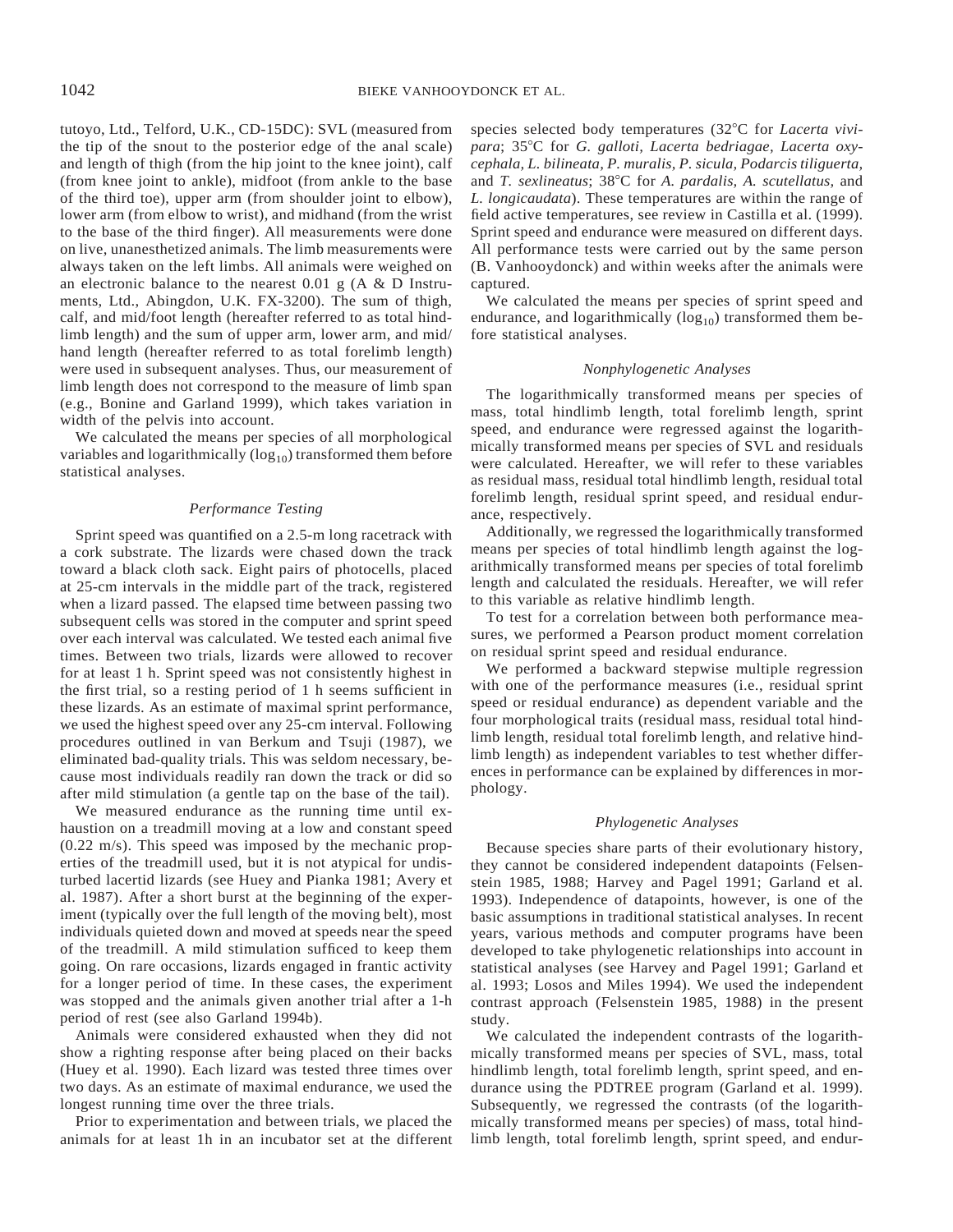tutoyo, Ltd., Telford, U.K., CD-15DC): SVL (measured from the tip of the snout to the posterior edge of the anal scale) and length of thigh (from the hip joint to the knee joint), calf (from knee joint to ankle), midfoot (from ankle to the base of the third toe), upper arm (from shoulder joint to elbow), lower arm (from elbow to wrist), and midhand (from the wrist to the base of the third finger). All measurements were done on live, unanesthetized animals. The limb measurements were always taken on the left limbs. All animals were weighed on an electronic balance to the nearest 0.01 g (A & D Instruments, Ltd., Abingdon, U.K. FX-3200). The sum of thigh, calf, and mid/foot length (hereafter referred to as total hindlimb length) and the sum of upper arm, lower arm, and mid/hand length (hereafter referred to as total forelimb length) were used in subsequent analyses. Thus, our measurement of limb length does not correspond to the measure of limb span (e.g., Bonine and Garland 1999), which takes variation in width of the pelvis into account.

We calculated the means per species of all morphological variables and logarithmically ($\log_{10}$) transformed them before statistical analyses.

### *Performance Testing*

Sprint speed was quantified on a 2.5-m long racetrack with a cork substrate. The lizards were chased down the track toward a black cloth sack. Eight pairs of photocells, placed at 25-cm intervals in the middle part of the track, registered when a lizard passed. The elapsed time between passing two subsequent cells was stored in the computer and sprint speed over each interval was calculated. We tested each animal five times. Between two trials, lizards were allowed to recover for at least 1 h. Sprint speed was not consistently highest in the first trial, so a resting period of 1 h seems sufficient in these lizards. As an estimate of maximal sprint performance, we used the highest speed over any 25-cm interval. Following procedures outlined in van Berkum and Tsuji (1987), we eliminated bad-quality trials. This was seldom necessary, because most individuals readily ran down the track or did so after mild stimulation (a gentle tap on the base of the tail).

We measured endurance as the running time until exhaustion on a treadmill moving at a low and constant speed (0.22 m/s). This speed was imposed by the mechanic properties of the treadmill used, but it is not atypical for undisturbed lacertid lizards (see Huey and Pianka 1981; Avery et al. 1987). After a short burst at the beginning of the experiment (typically over the full length of the moving belt), most individuals quieted down and moved at speeds near the speed of the treadmill. A mild stimulation sufficed to keep them going. On rare occasions, lizards engaged in frantic activity for a longer period of time. In these cases, the experiment was stopped and the animals given another trial after a 1-h period of rest (see also Garland 1994b).

Animals were considered exhausted when they did not show a righting response after being placed on their backs (Huey et al. 1990). Each lizard was tested three times over two days. As an estimate of maximal endurance, we used the longest running time over the three trials.

Prior to experimentation and between trials, we placed the animals for at least 1h in an incubator set at the different species selected body temperatures (32°C for *Lacerta vivipara*; 35°C for *G. galloti, Lacerta bedriagae, Lacerta oxycephala, L. bilineata, P. muralis, P. sicula, Podarcis tiliguerta,* and *T. sexlineatus*; 38°C for *A. pardalis, A. scutellatus,* and *L. longicaudata*). These temperatures are within the range of field active temperatures, see review in Castilla et al. (1999). Sprint speed and endurance were measured on different days. All performance tests were carried out by the same person (B. Vanhooydonck) and within weeks after the animals were captured.

We calculated the means per species of sprint speed and endurance, and logarithmically ($\log_{10}$) transformed them before statistical analyses.

### *Nonphylogenetic Analyses*

The logarithmically transformed means per species of mass, total hindlimb length, total forelimb length, sprint speed, and endurance were regressed against the logarithmically transformed means per species of SVL and residuals were calculated. Hereafter, we will refer to these variables as residual mass, residual total hindlimb length, residual total forelimb length, residual sprint speed, and residual endurance, respectively.

Additionally, we regressed the logarithmically transformed means per species of total hindlimb length against the logarithmically transformed means per species of total forelimb length and calculated the residuals. Hereafter, we will refer to this variable as relative hindlimb length.

To test for a correlation between both performance measures, we performed a Pearson product moment correlation on residual sprint speed and residual endurance.

We performed a backward stepwise multiple regression with one of the performance measures (i.e., residual sprint speed or residual endurance) as dependent variable and the four morphological traits (residual mass, residual total hindlimb length, residual total forelimb length, and relative hindlimb length) as independent variables to test whether differences in performance can be explained by differences in morphology.

### *Phylogenetic Analyses*

Because species share parts of their evolutionary history, they cannot be considered independent datapoints (Felsenstein 1985, 1988; Harvey and Pagel 1991; Garland et al. 1993). Independence of datapoints, however, is one of the basic assumptions in traditional statistical analyses. In recent years, various methods and computer programs have been developed to take phylogenetic relationships into account in statistical analyses (see Harvey and Pagel 1991; Garland et al. 1993; Losos and Miles 1994). We used the independent contrast approach (Felsenstein 1985, 1988) in the present study.

We calculated the independent contrasts of the logarithmically transformed means per species of SVL, mass, total hindlimb length, total forelimb length, sprint speed, and endurance using the PDTREE program (Garland et al. 1999). Subsequently, we regressed the contrasts (of the logarithmically transformed means per species) of mass, total hindlimb length, total forelimb length, sprint speed, and endur-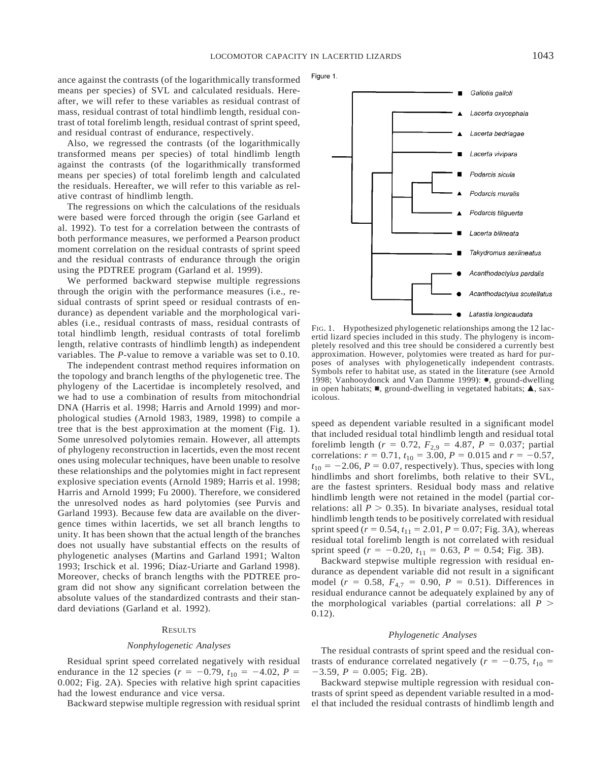ance against the contrasts (of the logarithmically transformed means per species) of SVL and calculated residuals. Hereafter, we will refer to these variables as residual contrast of mass, residual contrast of total hindlimb length, residual contrast of total forelimb length, residual contrast of sprint speed, and residual contrast of endurance, respectively.

Also, we regressed the contrasts (of the logarithmically transformed means per species) of total hindlimb length against the contrasts (of the logarithmically transformed means per species) of total forelimb length and calculated the residuals. Hereafter, we will refer to this variable as relative contrast of hindlimb length.

The regressions on which the calculations of the residuals were based were forced through the origin (see Garland et al. 1992). To test for a correlation between the contrasts of both performance measures, we performed a Pearson product moment correlation on the residual contrasts of sprint speed and the residual contrasts of endurance through the origin using the PDTREE program (Garland et al. 1999).

We performed backward stepwise multiple regressions through the origin with the performance measures (i.e., residual contrasts of sprint speed or residual contrasts of endurance) as dependent variable and the morphological variables (i.e., residual contrasts of mass, residual contrasts of total hindlimb length, residual contrasts of total forelimb length, relative contrasts of hindlimb length) as independent variables. The *P*-value to remove a variable was set to 0.10.

The independent contrast method requires information on the topology and branch lengths of the phylogenetic tree. The phylogeny of the Lacertidae is incompletely resolved, and we had to use a combination of results from mitochondrial DNA (Harris et al. 1998; Harris and Arnold 1999) and morphological studies (Arnold 1983, 1989, 1998) to compile a tree that is the best approximation at the moment (Fig. 1). Some unresolved polytomies remain. However, all attempts of phylogeny reconstruction in lacertids, even the most recent ones using molecular techniques, have been unable to resolve these relationships and the polytomies might in fact represent explosive speciation events (Arnold 1989; Harris et al. 1998; Harris and Arnold 1999; Fu 2000). Therefore, we considered the unresolved nodes as hard polytomies (see Purvis and Garland 1993). Because few data are available on the divergence times within lacertids, we set all branch lengths to unity. It has been shown that the actual length of the branches does not usually have substantial effects on the results of phylogenetic analyses (Martins and Garland 1991; Walton 1993; Irschick et al. 1996; Díaz-Uriarte and Garland 1998). Moreover, checks of branch lengths with the PDTREE program did not show any significant correlation between the absolute values of the standardized contrasts and their standard deviations (Garland et al. 1992).

## Results

### *Nonphylogenetic Analyses*

Residual sprint speed correlated negatively with residual endurance in the 12 species ($r = -0.79$, $t_{10} = -4.02$, $P = 0.002$; Fig. 2A). Species with relative high sprint capacities had the lowest endurance and vice versa.

Backward stepwise multiple regression with residual sprint speed as dependent variable resulted in a significant model that included residual total hindlimb length and residual total forelimb length ($r = 0.72$, $F_{2,9} = 4.87$, $P = 0.037$; partial correlations: $r = 0.71$, $t_{10} = 3.00$, $P = 0.015$ and $r = -0.57$, $t_{10} = -2.06$, $P = 0.07$, respectively). Thus, species with long hindlimbs and short forelimbs, both relative to their SVL, are the fastest sprinters. Residual body mass and relative hindlimb length were not retained in the model (partial correlations: all $P > 0.35$). In bivariate analyses, residual total hindlimb length tends to be positively correlated with residual sprint speed ($r = 0.54$, $t_{11} = 2.01$, $P = 0.07$; Fig. 3A), whereas residual total forelimb length is not correlated with residual sprint speed ($r = -0.20$, $t_{11} = 0.63$, $P = 0.54$; Fig. 3B).

Backward stepwise multiple regression with residual endurance as dependent variable did not result in a significant model ($r = 0.58$, $F_{4,7} = 0.90$, $P = 0.51$). Differences in residual endurance cannot be adequately explained by any of the morphological variables (partial correlations: all $P > 0.12$).

### *Phylogenetic Analyses*

The residual contrasts of sprint speed and the residual contrasts of endurance correlated negatively ($r = -0.75$, $t_{10} = -3.59$, $P = 0.005$; Fig. 2B).

Backward stepwise multiple regression with residual contrasts of sprint speed as dependent variable resulted in a model that included the residual contrasts of hindlimb length and

Figure 1.

Gallotia galloti
Lacerta oxycephala
Lacerta bedriagae
Lacerta vivipara
Podarcis sicula
Podarcis muralis
Podarcis tiliguerta
Lacerta bilineata
Takydromus sexlineatus
Acanthodactylus pardalis
Acanthodactylus scutellatus
Latastia longicaudata

FIG. 1. Hypothesized phylogenetic relationships among the 12 lacertid lizard species included in this study. The phylogeny is incompletely resolved and this tree should be considered a currently best approximation. However, polytomies were treated as hard for purposes of analyses with phylogenetically independent contrasts. Symbols refer to habitat use, as stated in the literature (see Arnold 1998; Vanhooydonck and Van Damme 1999): ●, ground-dwelling in open habitats; ■, ground-dwelling in vegetated habitats; ▲, saxicolous.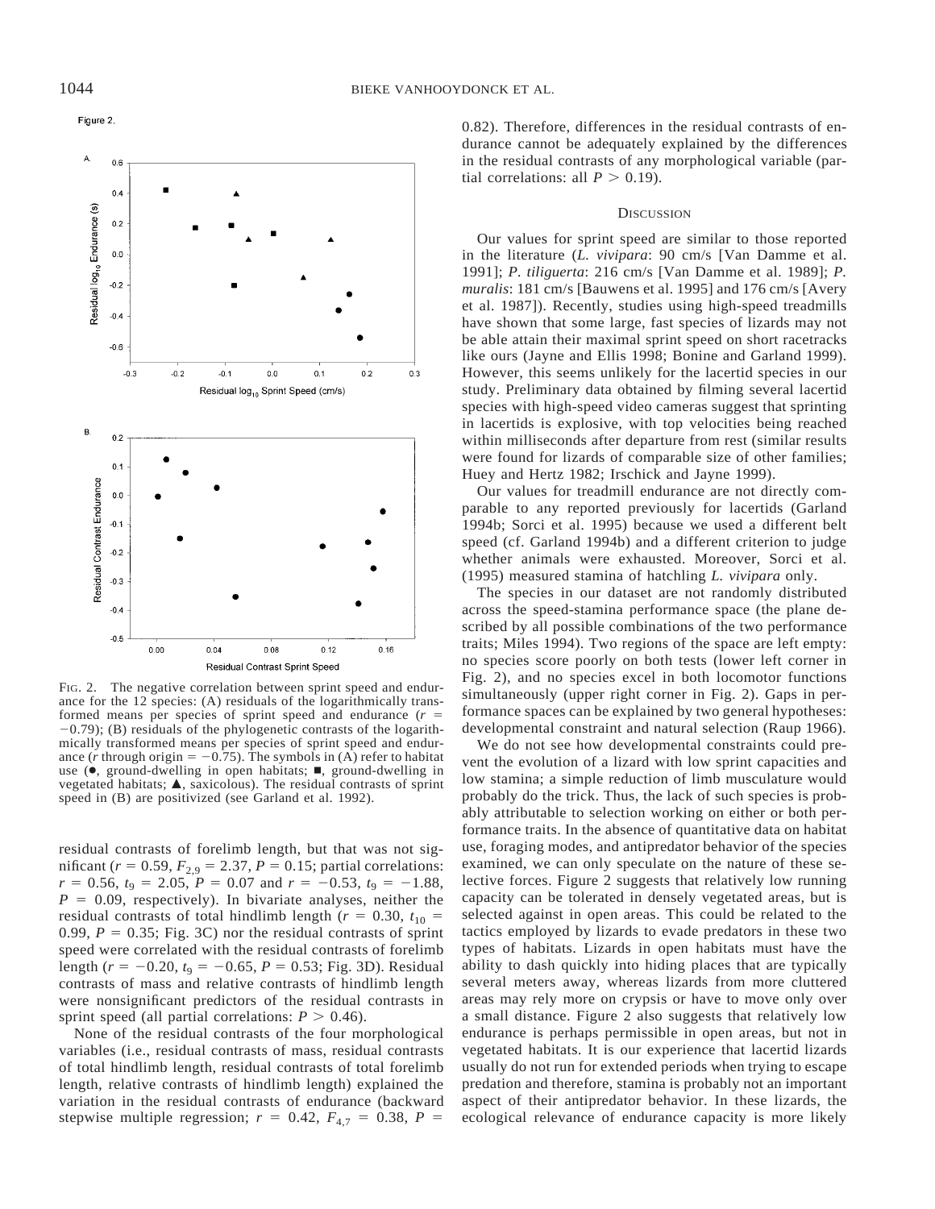Figure 2.

A.

Residual log$_{10}$ Endurance (s)

0.6, 0.4, 0.2, 0.0, -0.2, -0.4, -0.6

-0.3, -0.2, -0.1, 0.0, 0.1, 0.2, 0.3

Residual log$_{10}$ Sprint Speed (cm/s)

B.

Residual Contrast Endurance

0.2, 0.1, 0.0, -0.1, -0.2, -0.3, -0.4, -0.5

0.00, 0.04, 0.08, 0.12, 0.16

Residual Contrast Sprint Speed

FIG. 2. The negative correlation between sprint speed and endurance for the 12 species: (A) residuals of the logarithmically transformed means per species of sprint speed and endurance ($r = -0.79$); (B) residuals of the phylogenetic contrasts of the logarithmically transformed means per species of sprint speed and endurance ($r$ through origin $= -0.75$). The symbols in (A) refer to habitat use (●, ground-dwelling in open habitats; ■, ground-dwelling in vegetated habitats; ▲, saxicolous). The residual contrasts of sprint speed in (B) are positivized (see Garland et al. 1992).

residual contrasts of forelimb length, but that was not significant ($r = 0.59$, $F_{2,9} = 2.37$, $P = 0.15$; partial correlations: $r = 0.56$, $t_9 = 2.05$, $P = 0.07$ and $r = -0.53$, $t_9 = -1.88$, $P = 0.09$, respectively). In bivariate analyses, neither the residual contrasts of total hindlimb length ($r = 0.30$, $t_{10} = 0.99$, $P = 0.35$; Fig. 3C) nor the residual contrasts of sprint speed were correlated with the residual contrasts of forelimb length ($r = -0.20$, $t_9 = -0.65$, $P = 0.53$; Fig. 3D). Residual contrasts of mass and relative contrasts of hindlimb length were nonsignificant predictors of the residual contrasts in sprint speed (all partial correlations: $P > 0.46$).

None of the residual contrasts of the four morphological variables (i.e., residual contrasts of mass, residual contrasts of total hindlimb length, residual contrasts of total forelimb length, relative contrasts of hindlimb length) explained the variation in the residual contrasts of endurance (backward stepwise multiple regression; $r = 0.42$, $F_{4,7} = 0.38$, $P = 0.82$). Therefore, differences in the residual contrasts of endurance cannot be adequately explained by the differences in the residual contrasts of any morphological variable (partial correlations: all $P > 0.19$).

## DISCUSSION

Our values for sprint speed are similar to those reported in the literature (*L. vivipara*: 90 cm/s [Van Damme et al. 1991]; *P. tiliguerta*: 216 cm/s [Van Damme et al. 1989]; *P. muralis*: 181 cm/s [Bauwens et al. 1995] and 176 cm/s [Avery et al. 1987]). Recently, studies using high-speed treadmills have shown that some large, fast species of lizards may not be able attain their maximal sprint speed on short racetracks like ours (Jayne and Ellis 1998; Bonine and Garland 1999). However, this seems unlikely for the lacertid species in our study. Preliminary data obtained by filming several lacertid species with high-speed video cameras suggest that sprinting in lacertids is explosive, with top velocities being reached within milliseconds after departure from rest (similar results were found for lizards of comparable size of other families; Huey and Hertz 1982; Irschick and Jayne 1999).

Our values for treadmill endurance are not directly comparable to any reported previously for lacertids (Garland 1994b; Sorci et al. 1995) because we used a different belt speed (cf. Garland 1994b) and a different criterion to judge whether animals were exhausted. Moreover, Sorci et al. (1995) measured stamina of hatchling *L. vivipara* only.

The species in our dataset are not randomly distributed across the speed-stamina performance space (the plane described by all possible combinations of the two performance traits; Miles 1994). Two regions of the space are left empty: no species score poorly on both tests (lower left corner in Fig. 2), and no species excel in both locomotor functions simultaneously (upper right corner in Fig. 2). Gaps in performance spaces can be explained by two general hypotheses: developmental constraint and natural selection (Raup 1966).

We do not see how developmental constraints could prevent the evolution of a lizard with low sprint capacities and low stamina; a simple reduction of limb musculature would probably do the trick. Thus, the lack of such species is probably attributable to selection working on either or both performance traits. In the absence of quantitative data on habitat use, foraging modes, and antipredator behavior of the species examined, we can only speculate on the nature of these selective forces. Figure 2 suggests that relatively low running capacity can be tolerated in densely vegetated areas, but is selected against in open areas. This could be related to the tactics employed by lizards to evade predators in these two types of habitats. Lizards in open habitats must have the ability to dash quickly into hiding places that are typically several meters away, whereas lizards from more cluttered areas may rely more on crypsis or have to move only over a small distance. Figure 2 also suggests that relatively low endurance is perhaps permissible in open areas, but not in vegetated habitats. It is our experience that lacertid lizards usually do not run for extended periods when trying to escape predation and therefore, stamina is probably not an important aspect of their antipredator behavior. In these lizards, the ecological relevance of endurance capacity is more likely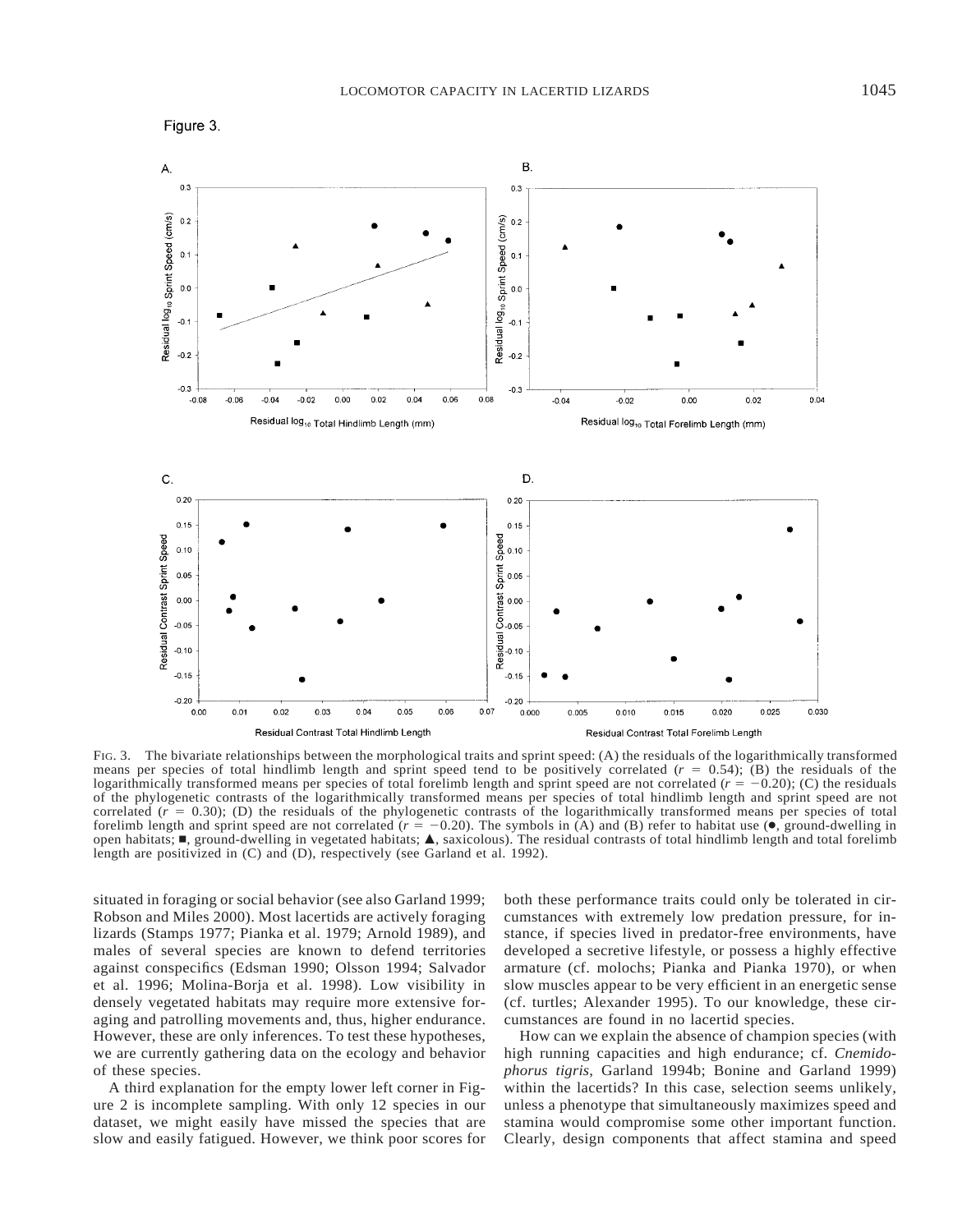Figure 3.

FIG. 3. The bivariate relationships between the morphological traits and sprint speed: (A) the residuals of the logarithmically transformed means per species of total hindlimb length and sprint speed tend to be positively correlated ($r = 0.54$); (B) the residuals of the logarithmically transformed means per species of total forelimb length and sprint speed are not correlated ($r = -0.20$); (C) the residuals of the phylogenetic contrasts of the logarithmically transformed means per species of total hindlimb length and sprint speed are not correlated ($r = 0.30$); (D) the residuals of the phylogenetic contrasts of the logarithmically transformed means per species of total forelimb length and sprint speed are not correlated ($r = -0.20$). The symbols in (A) and (B) refer to habitat use (●, ground-dwelling in open habitats; ■, ground-dwelling in vegetated habitats; ▲, saxicolous). The residual contrasts of total hindlimb length and total forelimb length are positivized in (C) and (D), respectively (see Garland et al. 1992).

situated in foraging or social behavior (see also Garland 1999; Robson and Miles 2000). Most lacertids are actively foraging lizards (Stamps 1977; Pianka et al. 1979; Arnold 1989), and males of several species are known to defend territories against conspecifics (Edsman 1990; Olsson 1994; Salvador et al. 1996; Molina-Borja et al. 1998). Low visibility in densely vegetated habitats may require more extensive foraging and patrolling movements and, thus, higher endurance. However, these are only inferences. To test these hypotheses, we are currently gathering data on the ecology and behavior of these species.

A third explanation for the empty lower left corner in Figure 2 is incomplete sampling. With only 12 species in our dataset, we might easily have missed the species that are slow and easily fatigued. However, we think poor scores for both these performance traits could only be tolerated in circumstances with extremely low predation pressure, for instance, if species lived in predator-free environments, have developed a secretive lifestyle, or possess a highly effective armature (cf. molochs; Pianka and Pianka 1970), or when slow muscles appear to be very efficient in an energetic sense (cf. turtles; Alexander 1995). To our knowledge, these circumstances are found in no lacertid species.

How can we explain the absence of champion species (with high running capacities and high endurance; cf. *Cnemidophorus tigris*, Garland 1994b; Bonine and Garland 1999) within the lacertids? In this case, selection seems unlikely, unless a phenotype that simultaneously maximizes speed and stamina would compromise some other important function. Clearly, design components that affect stamina and speed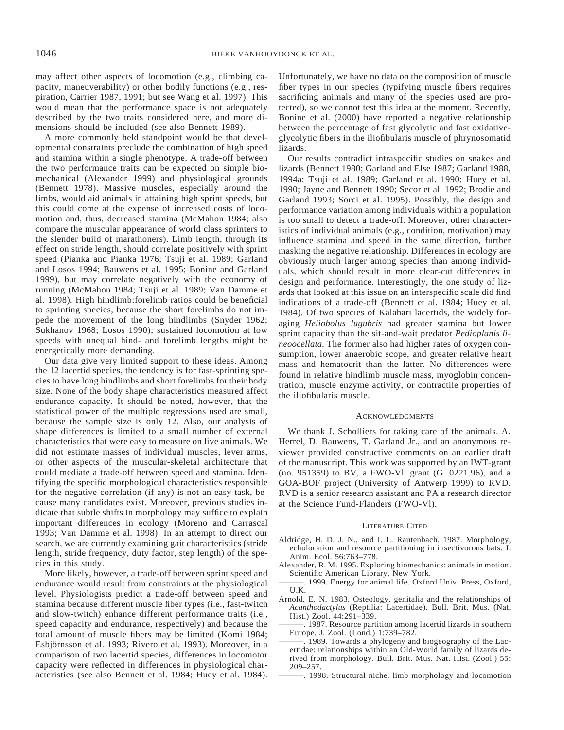may affect other aspects of locomotion (e.g., climbing capacity, maneuverability) or other bodily functions (e.g., respiration, Carrier 1987, 1991; but see Wang et al. 1997). This would mean that the performance space is not adequately described by the two traits considered here, and more dimensions should be included (see also Bennett 1989).

A more commonly held standpoint would be that developmental constraints preclude the combination of high speed and stamina within a single phenotype. A trade-off between the two performance traits can be expected on simple biomechanical (Alexander 1999) and physiological grounds (Bennett 1978). Massive muscles, especially around the limbs, would aid animals in attaining high sprint speeds, but this could come at the expense of increased costs of locomotion and, thus, decreased stamina (McMahon 1984; also compare the muscular appearance of world class sprinters to the slender build of marathoners). Limb length, through its effect on stride length, should correlate positively with sprint speed (Pianka and Pianka 1976; Tsuji et al. 1989; Garland and Losos 1994; Bauwens et al. 1995; Bonine and Garland 1999), but may correlate negatively with the economy of running (McMahon 1984; Tsuji et al. 1989; Van Damme et al. 1998). High hindlimb:forelimb ratios could be beneficial to sprinting species, because the short forelimbs do not impede the movement of the long hindlimbs (Snyder 1962; Sukhanov 1968; Losos 1990); sustained locomotion at low speeds with unequal hind- and forelimb lengths might be energetically more demanding.

Our data give very limited support to these ideas. Among the 12 lacertid species, the tendency is for fast-sprinting species to have long hindlimbs and short forelimbs for their body size. None of the body shape characteristics measured affect endurance capacity. It should be noted, however, that the statistical power of the multiple regressions used are small, because the sample size is only 12. Also, our analysis of shape differences is limited to a small number of external characteristics that were easy to measure on live animals. We did not estimate masses of individual muscles, lever arms, or other aspects of the muscular-skeletal architecture that could mediate a trade-off between speed and stamina. Identifying the specific morphological characteristics responsible for the negative correlation (if any) is not an easy task, because many candidates exist. Moreover, previous studies indicate that subtle shifts in morphology may suffice to explain important differences in ecology (Moreno and Carrascal 1993; Van Damme et al. 1998). In an attempt to direct our search, we are currently examining gait characteristics (stride length, stride frequency, duty factor, step length) of the species in this study.

More likely, however, a trade-off between sprint speed and endurance would result from constraints at the physiological level. Physiologists predict a trade-off between speed and stamina because different muscle fiber types (i.e., fast-twitch and slow-twitch) enhance different performance traits (i.e., speed capacity and endurance, respectively) and because the total amount of muscle fibers may be limited (Komi 1984; Esbjörnsson et al. 1993; Rivero et al. 1993). Moreover, in a comparison of two lacertid species, differences in locomotor capacity were reflected in differences in physiological characteristics (see also Bennett et al. 1984; Huey et al. 1984). Unfortunately, we have no data on the composition of muscle fiber types in our species (typifying muscle fibers requires sacrificing animals and many of the species used are protected), so we cannot test this idea at the moment. Recently, Bonine et al. (2000) have reported a negative relationship between the percentage of fast glycolytic and fast oxidative-glycolytic fibers in the iliofibularis muscle of phrynosomatid lizards.

Our results contradict intraspecific studies on snakes and lizards (Bennett 1980; Garland and Else 1987; Garland 1988, 1994a; Tsuji et al. 1989; Garland et al. 1990; Huey et al. 1990; Jayne and Bennett 1990; Secor et al. 1992; Brodie and Garland 1993; Sorci et al. 1995). Possibly, the design and performance variation among individuals within a population is too small to detect a trade-off. Moreover, other characteristics of individual animals (e.g., condition, motivation) may influence stamina and speed in the same direction, further masking the negative relationship. Differences in ecology are obviously much larger among species than among individuals, which should result in more clear-cut differences in design and performance. Interestingly, the one study of lizards that looked at this issue on an interspecific scale did find indications of a trade-off (Bennett et al. 1984; Huey et al. 1984). Of two species of Kalahari lacertids, the widely foraging *Heliobolus lugubris* had greater stamina but lower sprint capacity than the sit-and-wait predator *Pedioplanis lineoocellata.* The former also had higher rates of oxygen consumption, lower anaerobic scope, and greater relative heart mass and hematocrit than the latter. No differences were found in relative hindlimb muscle mass, myoglobin concentration, muscle enzyme activity, or contractile properties of the iliofibularis muscle.

## Acknowledgments

We thank J. Scholliers for taking care of the animals. A. Herrel, D. Bauwens, T. Garland Jr., and an anonymous reviewer provided constructive comments on an earlier draft of the manuscript. This work was supported by an IWT-grant (no. 951359) to BV, a FWO-Vl. grant (G. 0221.96), and a GOA-BOF project (University of Antwerp 1999) to RVD. RVD is a senior research assistant and PA a research director at the Science Fund-Flanders (FWO-Vl).

## Literature Cited

Aldridge, H. D. J. N., and I. L. Rautenbach. 1987. Morphology, echolocation and resource partitioning in insectivorous bats. J. Anim. Ecol. 56:763–778.

Alexander, R. M. 1995. Exploring biomechanics: animals in motion. Scientific American Library, New York.

———. 1999. Energy for animal life. Oxford Univ. Press, Oxford, U.K.

Arnold, E. N. 1983. Osteology, genitalia and the relationships of *Acanthodactylus* (Reptilia: Lacertidae). Bull. Brit. Mus. (Nat. Hist.) Zool. 44:291–339.

———. 1987. Resource partition among lacertid lizards in southern Europe. J. Zool. (Lond.) 1:739–782.

———. 1989. Towards a phylogeny and biogeography of the Lacertidae: relationships within an Old-World family of lizards derived from morphology. Bull. Brit. Mus. Nat. Hist. (Zool.) 55: 209–257.

———. 1998. Structural niche, limb morphology and locomotion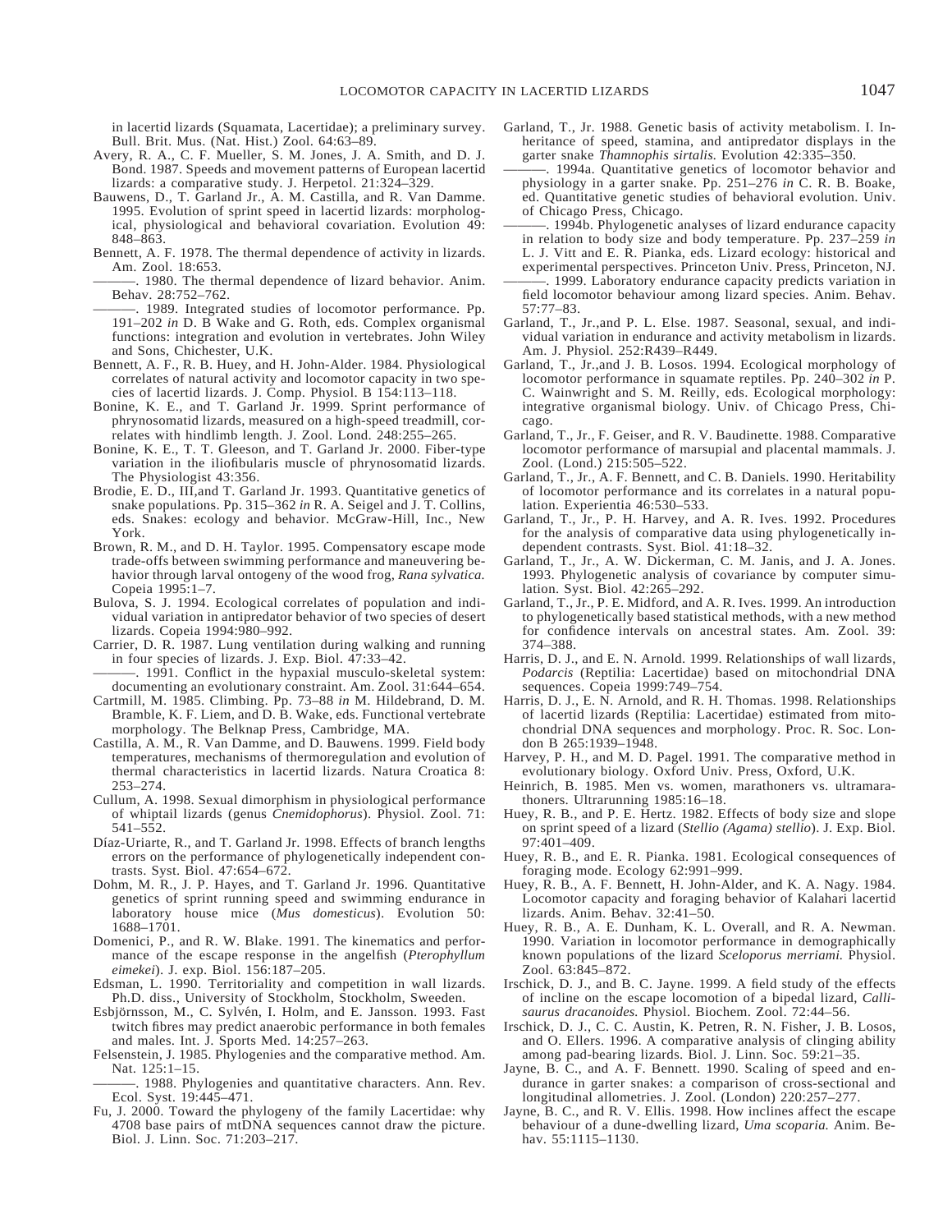in lacertid lizards (Squamata, Lacertidae); a preliminary survey. Bull. Brit. Mus. (Nat. Hist.) Zool. 64:63–89.

Avery, R. A., C. F. Mueller, S. M. Jones, J. A. Smith, and D. J. Bond. 1987. Speeds and movement patterns of European lacertid lizards: a comparative study. J. Herpetol. 21:324–329.

Bauwens, D., T. Garland Jr., A. M. Castilla, and R. Van Damme. 1995. Evolution of sprint speed in lacertid lizards: morphological, physiological and behavioral covariation. Evolution 49: 848–863.

Bennett, A. F. 1978. The thermal dependence of activity in lizards. Am. Zool. 18:653.

———. 1980. The thermal dependence of lizard behavior. Anim. Behav. 28:752–762.

———. 1989. Integrated studies of locomotor performance. Pp. 191–202 *in* D. B Wake and G. Roth, eds. Complex organismal functions: integration and evolution in vertebrates. John Wiley and Sons, Chichester, U.K.

Bennett, A. F., R. B. Huey, and H. John-Alder. 1984. Physiological correlates of natural activity and locomotor capacity in two species of lacertid lizards. J. Comp. Physiol. B 154:113–118.

Bonine, K. E., and T. Garland Jr. 1999. Sprint performance of phrynosomatid lizards, measured on a high-speed treadmill, correlates with hindlimb length. J. Zool. Lond. 248:255–265.

Bonine, K. E., T. T. Gleeson, and T. Garland Jr. 2000. Fiber-type variation in the iliofibularis muscle of phrynosomatid lizards. The Physiologist 43:356.

Brodie, E. D., III,and T. Garland Jr. 1993. Quantitative genetics of snake populations. Pp. 315–362 *in* R. A. Seigel and J. T. Collins, eds. Snakes: ecology and behavior. McGraw-Hill, Inc., New York.

Brown, R. M., and D. H. Taylor. 1995. Compensatory escape mode trade-offs between swimming performance and maneuvering behavior through larval ontogeny of the wood frog, *Rana sylvatica.* Copeia 1995:1–7.

Bulova, S. J. 1994. Ecological correlates of population and individual variation in antipredator behavior of two species of desert lizards. Copeia 1994:980–992.

Carrier, D. R. 1987. Lung ventilation during walking and running in four species of lizards. J. Exp. Biol. 47:33–42.

———. 1991. Conflict in the hypaxial musculo-skeletal system: documenting an evolutionary constraint. Am. Zool. 31:644–654.

Cartmill, M. 1985. Climbing. Pp. 73–88 *in* M. Hildebrand, D. M. Bramble, K. F. Liem, and D. B. Wake, eds. Functional vertebrate morphology. The Belknap Press, Cambridge, MA.

Castilla, A. M., R. Van Damme, and D. Bauwens. 1999. Field body temperatures, mechanisms of thermoregulation and evolution of thermal characteristics in lacertid lizards. Natura Croatica 8: 253–274.

Cullum, A. 1998. Sexual dimorphism in physiological performance of whiptail lizards (genus *Cnemidophorus*). Physiol. Zool. 71: 541–552.

Díaz-Uriarte, R., and T. Garland Jr. 1998. Effects of branch lengths errors on the performance of phylogenetically independent contrasts. Syst. Biol. 47:654–672.

Dohm, M. R., J. P. Hayes, and T. Garland Jr. 1996. Quantitative genetics of sprint running speed and swimming endurance in laboratory house mice (*Mus domesticus*). Evolution 50: 1688–1701.

Domenici, P., and R. W. Blake. 1991. The kinematics and performance of the escape response in the angelfish (*Pterophyllum eimekei*). J. exp. Biol. 156:187–205.

Edsman, L. 1990. Territoriality and competition in wall lizards. Ph.D. diss., University of Stockholm, Stockholm, Sweeden.

Esbjörnsson, M., C. Sylvén, I. Holm, and E. Jansson. 1993. Fast twitch fibres may predict anaerobic performance in both females and males. Int. J. Sports Med. 14:257–263.

Felsenstein, J. 1985. Phylogenies and the comparative method. Am. Nat. 125:1–15.

———. 1988. Phylogenies and quantitative characters. Ann. Rev. Ecol. Syst. 19:445–471.

Fu, J. 2000. Toward the phylogeny of the family Lacertidae: why 4708 base pairs of mtDNA sequences cannot draw the picture. Biol. J. Linn. Soc. 71:203–217.

Garland, T., Jr. 1988. Genetic basis of activity metabolism. I. Inheritance of speed, stamina, and antipredator displays in the garter snake *Thamnophis sirtalis.* Evolution 42:335–350.

———. 1994a. Quantitative genetics of locomotor behavior and physiology in a garter snake. Pp. 251–276 *in* C. R. B. Boake, ed. Quantitative genetic studies of behavioral evolution. Univ. of Chicago Press, Chicago.

———. 1994b. Phylogenetic analyses of lizard endurance capacity in relation to body size and body temperature. Pp. 237–259 *in* L. J. Vitt and E. R. Pianka, eds. Lizard ecology: historical and experimental perspectives. Princeton Univ. Press, Princeton, NJ.

———. 1999. Laboratory endurance capacity predicts variation in field locomotor behaviour among lizard species. Anim. Behav. 57:77–83.

Garland, T., Jr.,and P. L. Else. 1987. Seasonal, sexual, and individual variation in endurance and activity metabolism in lizards. Am. J. Physiol. 252:R439–R449.

Garland, T., Jr.,and J. B. Losos. 1994. Ecological morphology of locomotor performance in squamate reptiles. Pp. 240–302 *in* P. C. Wainwright and S. M. Reilly, eds. Ecological morphology: integrative organismal biology. Univ. of Chicago Press, Chicago.

Garland, T., Jr., F. Geiser, and R. V. Baudinette. 1988. Comparative locomotor performance of marsupial and placental mammals. J. Zool. (Lond.) 215:505–522.

Garland, T., Jr., A. F. Bennett, and C. B. Daniels. 1990. Heritability of locomotor performance and its correlates in a natural population. Experientia 46:530–533.

Garland, T., Jr., P. H. Harvey, and A. R. Ives. 1992. Procedures for the analysis of comparative data using phylogenetically independent contrasts. Syst. Biol. 41:18–32.

Garland, T., Jr., A. W. Dickerman, C. M. Janis, and J. A. Jones. 1993. Phylogenetic analysis of covariance by computer simulation. Syst. Biol. 42:265–292.

Garland, T., Jr., P. E. Midford, and A. R. Ives. 1999. An introduction to phylogenetically based statistical methods, with a new method for confidence intervals on ancestral states. Am. Zool. 39: 374–388.

Harris, D. J., and E. N. Arnold. 1999. Relationships of wall lizards, *Podarcis* (Reptilia: Lacertidae) based on mitochondrial DNA sequences. Copeia 1999:749–754.

Harris, D. J., E. N. Arnold, and R. H. Thomas. 1998. Relationships of lacertid lizards (Reptilia: Lacertidae) estimated from mitochondrial DNA sequences and morphology. Proc. R. Soc. London B 265:1939–1948.

Harvey, P. H., and M. D. Pagel. 1991. The comparative method in evolutionary biology. Oxford Univ. Press, Oxford, U.K.

Heinrich, B. 1985. Men vs. women, marathoners vs. ultramarathoners. Ultrarunning 1985:16–18.

Huey, R. B., and P. E. Hertz. 1982. Effects of body size and slope on sprint speed of a lizard (*Stellio (Agama) stellio*). J. Exp. Biol. 97:401–409.

Huey, R. B., and E. R. Pianka. 1981. Ecological consequences of foraging mode. Ecology 62:991–999.

Huey, R. B., A. F. Bennett, H. John-Alder, and K. A. Nagy. 1984. Locomotor capacity and foraging behavior of Kalahari lacertid lizards. Anim. Behav. 32:41–50.

Huey, R. B., A. E. Dunham, K. L. Overall, and R. A. Newman. 1990. Variation in locomotor performance in demographically known populations of the lizard *Sceloporus merriami.* Physiol. Zool. 63:845–872.

Irschick, D. J., and B. C. Jayne. 1999. A field study of the effects of incline on the escape locomotion of a bipedal lizard, *Callisaurus dracanoides.* Physiol. Biochem. Zool. 72:44–56.

Irschick, D. J., C. C. Austin, K. Petren, R. N. Fisher, J. B. Losos, and O. Ellers. 1996. A comparative analysis of clinging ability among pad-bearing lizards. Biol. J. Linn. Soc. 59:21–35.

Jayne, B. C., and A. F. Bennett. 1990. Scaling of speed and endurance in garter snakes: a comparison of cross-sectional and longitudinal allometries. J. Zool. (London) 220:257–277.

Jayne, B. C., and R. V. Ellis. 1998. How inclines affect the escape behaviour of a dune-dwelling lizard, *Uma scoparia.* Anim. Behav. 55:1115–1130.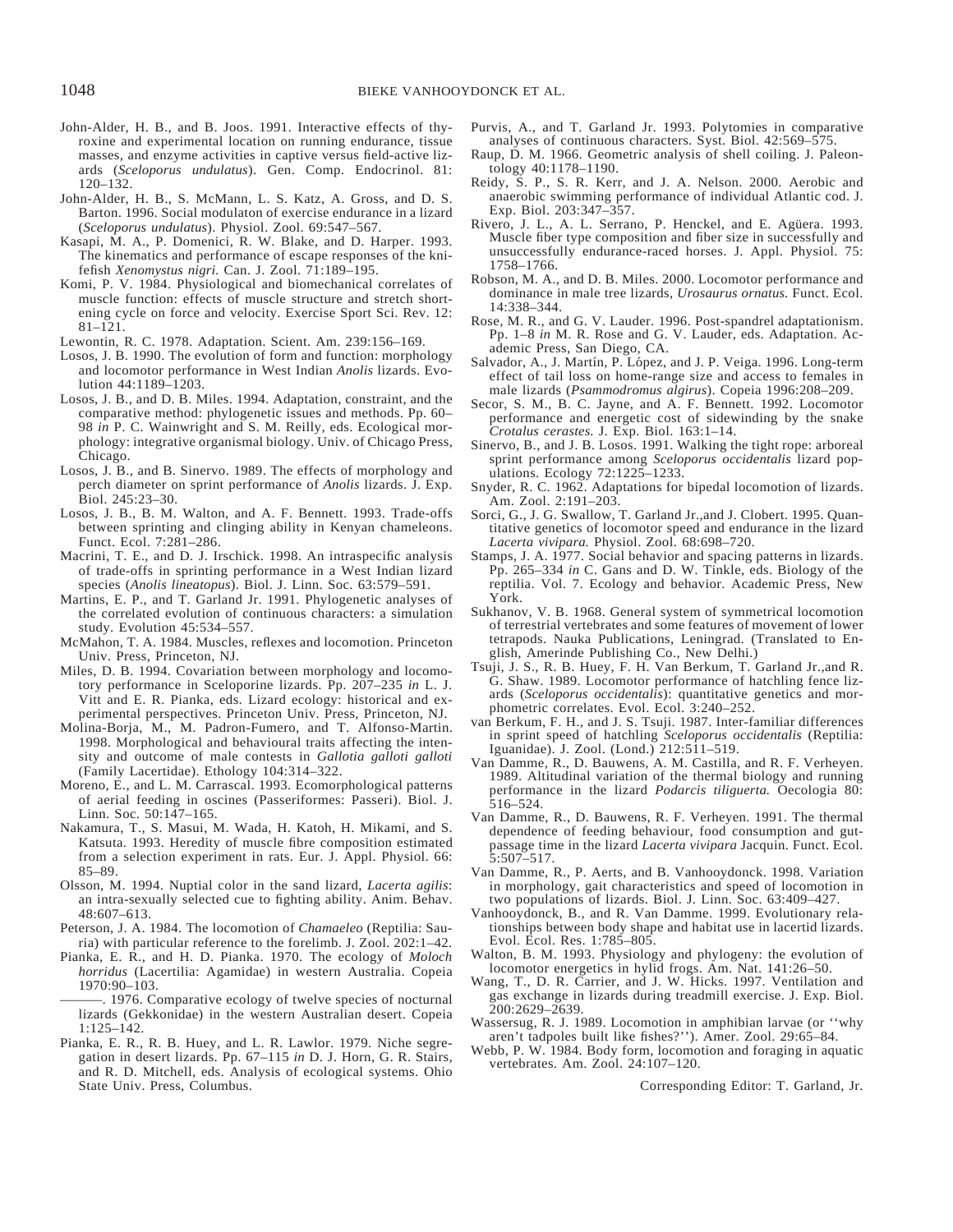John-Alder, H. B., and B. Joos. 1991. Interactive effects of thyroxine and experimental location on running endurance, tissue masses, and enzyme activities in captive versus field-active lizards (*Sceloporus undulatus*). Gen. Comp. Endocrinol. 81: 120–132.

John-Alder, H. B., S. McMann, L. S. Katz, A. Gross, and D. S. Barton. 1996. Social modulaton of exercise endurance in a lizard (*Sceloporus undulatus*). Physiol. Zool. 69:547–567.

Kasapi, M. A., P. Domenici, R. W. Blake, and D. Harper. 1993. The kinematics and performance of escape responses of the knifefish *Xenomystus nigri.* Can. J. Zool. 71:189–195.

Komi, P. V. 1984. Physiological and biomechanical correlates of muscle function: effects of muscle structure and stretch shortening cycle on force and velocity. Exercise Sport Sci. Rev. 12: 81–121.

Lewontin, R. C. 1978. Adaptation. Scient. Am. 239:156–169.

Losos, J. B. 1990. The evolution of form and function: morphology and locomotor performance in West Indian *Anolis* lizards. Evolution 44:1189–1203.

Losos, J. B., and D. B. Miles. 1994. Adaptation, constraint, and the comparative method: phylogenetic issues and methods. Pp. 60–98 *in* P. C. Wainwright and S. M. Reilly, eds. Ecological morphology: integrative organismal biology. Univ. of Chicago Press, Chicago.

Losos, J. B., and B. Sinervo. 1989. The effects of morphology and perch diameter on sprint performance of *Anolis* lizards. J. Exp. Biol. 245:23–30.

Losos, J. B., B. M. Walton, and A. F. Bennett. 1993. Trade-offs between sprinting and clinging ability in Kenyan chameleons. Funct. Ecol. 7:281–286.

Macrini, T. E., and D. J. Irschick. 1998. An intraspecific analysis of trade-offs in sprinting performance in a West Indian lizard species (*Anolis lineatopus*). Biol. J. Linn. Soc. 63:579–591.

Martins, E. P., and T. Garland Jr. 1991. Phylogenetic analyses of the correlated evolution of continuous characters: a simulation study. Evolution 45:534–557.

McMahon, T. A. 1984. Muscles, reflexes and locomotion. Princeton Univ. Press, Princeton, NJ.

Miles, D. B. 1994. Covariation between morphology and locomotory performance in Sceloporine lizards. Pp. 207–235 *in* L. J. Vitt and E. R. Pianka, eds. Lizard ecology: historical and experimental perspectives. Princeton Univ. Press, Princeton, NJ.

Molina-Borja, M., M. Padron-Fumero, and T. Alfonso-Martin. 1998. Morphological and behavioural traits affecting the intensity and outcome of male contests in *Gallotia galloti galloti* (Family Lacertidae). Ethology 104:314–322.

Moreno, E., and L. M. Carrascal. 1993. Ecomorphological patterns of aerial feeding in oscines (Passeriformes: Passeri). Biol. J. Linn. Soc. 50:147–165.

Nakamura, T., S. Masui, M. Wada, H. Katoh, H. Mikami, and S. Katsuta. 1993. Heredity of muscle fibre composition estimated from a selection experiment in rats. Eur. J. Appl. Physiol. 66: 85–89.

Olsson, M. 1994. Nuptial color in the sand lizard, *Lacerta agilis*: an intra-sexually selected cue to fighting ability. Anim. Behav. 48:607–613.

Peterson, J. A. 1984. The locomotion of *Chamaeleo* (Reptilia: Sauria) with particular reference to the forelimb. J. Zool. 202:1–42.

Pianka, E. R., and H. D. Pianka. 1970. The ecology of *Moloch horridus* (Lacertilia: Agamidae) in western Australia. Copeia 1970:90–103.

———. 1976. Comparative ecology of twelve species of nocturnal lizards (Gekkonidae) in the western Australian desert. Copeia 1:125–142.

Pianka, E. R., R. B. Huey, and L. R. Lawlor. 1979. Niche segregation in desert lizards. Pp. 67–115 *in* D. J. Horn, G. R. Stairs, and R. D. Mitchell, eds. Analysis of ecological systems. Ohio State Univ. Press, Columbus.

Purvis, A., and T. Garland Jr. 1993. Polytomies in comparative analyses of continuous characters. Syst. Biol. 42:569–575.

Raup, D. M. 1966. Geometric analysis of shell coiling. J. Paleontology 40:1178–1190.

Reidy, S. P., S. R. Kerr, and J. A. Nelson. 2000. Aerobic and anaerobic swimming performance of individual Atlantic cod. J. Exp. Biol. 203:347–357.

Rivero, J. L., A. L. Serrano, P. Henckel, and E. Agüera. 1993. Muscle fiber type composition and fiber size in successfully and unsuccessfully endurance-raced horses. J. Appl. Physiol. 75: 1758–1766.

Robson, M. A., and D. B. Miles. 2000. Locomotor performance and dominance in male tree lizards, *Urosaurus ornatus.* Funct. Ecol. 14:338–344.

Rose, M. R., and G. V. Lauder. 1996. Post-spandrel adaptationism. Pp. 1–8 *in* M. R. Rose and G. V. Lauder, eds. Adaptation. Academic Press, San Diego, CA.

Salvador, A., J. Martín, P. López, and J. P. Veiga. 1996. Long-term effect of tail loss on home-range size and access to females in male lizards (*Psammodromus algirus*). Copeia 1996:208–209.

Secor, S. M., B. C. Jayne, and A. F. Bennett. 1992. Locomotor performance and energetic cost of sidewinding by the snake *Crotalus cerastes.* J. Exp. Biol. 163:1–14.

Sinervo, B., and J. B. Losos. 1991. Walking the tight rope: arboreal sprint performance among *Sceloporus occidentalis* lizard populations. Ecology 72:1225–1233.

Snyder, R. C. 1962. Adaptations for bipedal locomotion of lizards. Am. Zool. 2:191–203.

Sorci, G., J. G. Swallow, T. Garland Jr.,and J. Clobert. 1995. Quantitative genetics of locomotor speed and endurance in the lizard *Lacerta vivipara.* Physiol. Zool. 68:698–720.

Stamps, J. A. 1977. Social behavior and spacing patterns in lizards. Pp. 265–334 *in* C. Gans and D. W. Tinkle, eds. Biology of the reptilia. Vol. 7. Ecology and behavior. Academic Press, New York.

Sukhanov, V. B. 1968. General system of symmetrical locomotion of terrestrial vertebrates and some features of movement of lower tetrapods. Nauka Publications, Leningrad. (Translated to English, Amerinde Publishing Co., New Delhi.)

Tsuji, J. S., R. B. Huey, F. H. Van Berkum, T. Garland Jr.,and R. G. Shaw. 1989. Locomotor performance of hatchling fence lizards (*Sceloporus occidentalis*): quantitative genetics and morphometric correlates. Evol. Ecol. 3:240–252.

van Berkum, F. H., and J. S. Tsuji. 1987. Inter-familiar differences in sprint speed of hatchling *Sceloporus occidentalis* (Reptilia: Iguanidae). J. Zool. (Lond.) 212:511–519.

Van Damme, R., D. Bauwens, A. M. Castilla, and R. F. Verheyen. 1989. Altitudinal variation of the thermal biology and running performance in the lizard *Podarcis tiliguerta.* Oecologia 80: 516–524.

Van Damme, R., D. Bauwens, R. F. Verheyen. 1991. The thermal dependence of feeding behaviour, food consumption and gut-passage time in the lizard *Lacerta vivipara* Jacquin. Funct. Ecol. 5:507–517.

Van Damme, R., P. Aerts, and B. Vanhooydonck. 1998. Variation in morphology, gait characteristics and speed of locomotion in two populations of lizards. Biol. J. Linn. Soc. 63:409–427.

Vanhooydonck, B., and R. Van Damme. 1999. Evolutionary relationships between body shape and habitat use in lacertid lizards. Evol. Ecol. Res. 1:785–805.

Walton, B. M. 1993. Physiology and phylogeny: the evolution of locomotor energetics in hylid frogs. Am. Nat. 141:26–50.

Wang, T., D. R. Carrier, and J. W. Hicks. 1997. Ventilation and gas exchange in lizards during treadmill exercise. J. Exp. Biol. 200:2629–2639.

Wassersug, R. J. 1989. Locomotion in amphibian larvae (or ''why aren't tadpoles built like fishes?''). Amer. Zool. 29:65–84.

Webb, P. W. 1984. Body form, locomotion and foraging in aquatic vertebrates. Am. Zool. 24:107–120.

Corresponding Editor: T. Garland, Jr.